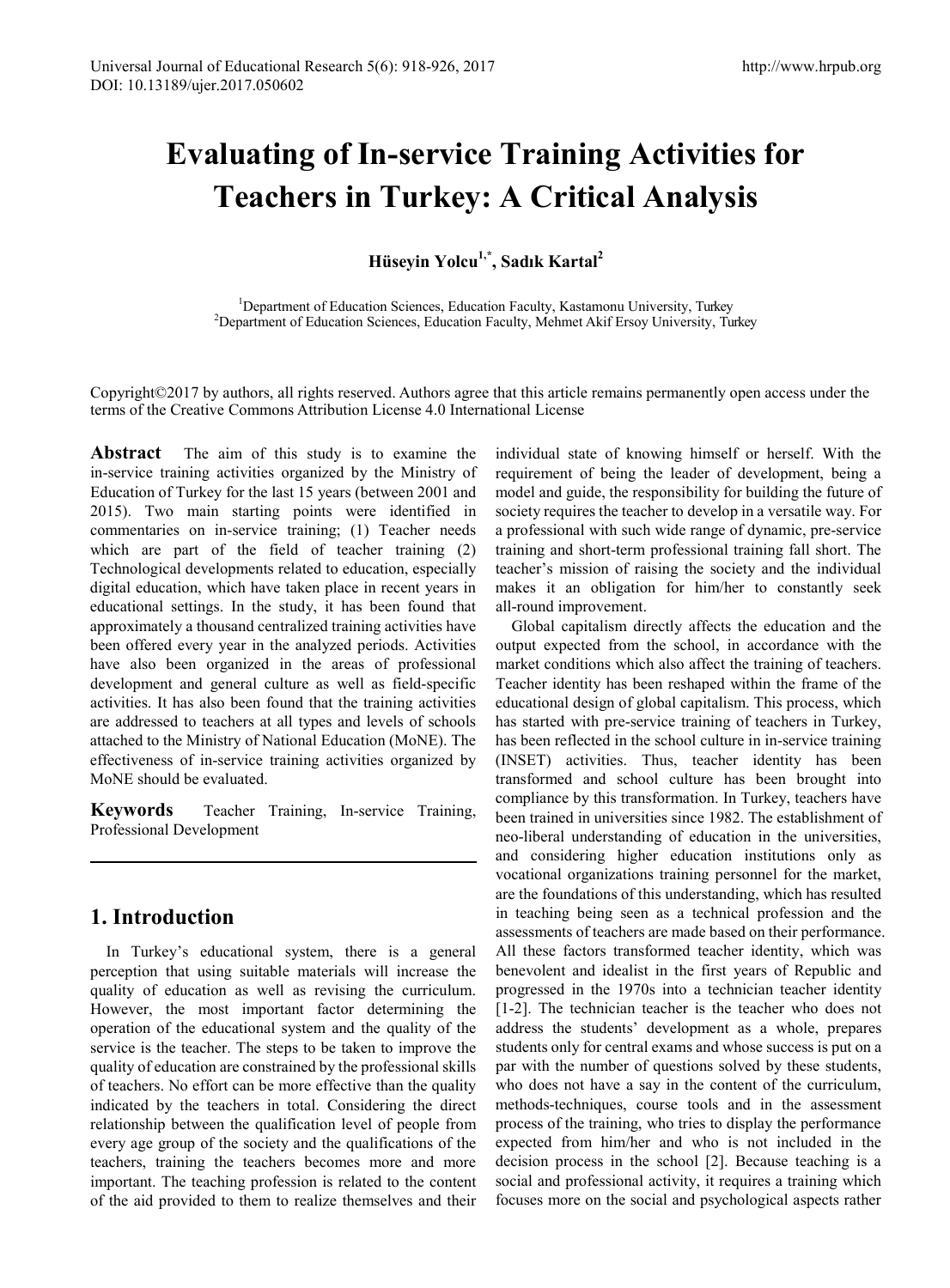# Evaluating of In-service Training Activities for Teachers in Turkey: A Critical Analysis

**Hüseyin Yolcu[1,*], Sadık Kartal[2]**

[1]Department of Education Sciences, Education Faculty, Kastamonu University, Turkey
[2]Department of Education Sciences, Education Faculty, Mehmet Akif Ersoy University, Turkey

Copyright©2017 by authors, all rights reserved. Authors agree that this article remains permanently open access under the terms of the Creative Commons Attribution License 4.0 International License

**Abstract** The aim of this study is to examine the in-service training activities organized by the Ministry of Education of Turkey for the last 15 years (between 2001 and 2015). Two main starting points were identified in commentaries on in-service training; (1) Teacher needs which are part of the field of teacher training (2) Technological developments related to education, especially digital education, which have taken place in recent years in educational settings. In the study, it has been found that approximately a thousand centralized training activities have been offered every year in the analyzed periods. Activities have also been organized in the areas of professional development and general culture as well as field-specific activities. It has also been found that the training activities are addressed to teachers at all types and levels of schools attached to the Ministry of National Education (MoNE). The effectiveness of in-service training activities organized by MoNE should be evaluated.

**Keywords** Teacher Training, In-service Training, Professional Development

## 1. Introduction

In Turkey's educational system, there is a general perception that using suitable materials will increase the quality of education as well as revising the curriculum. However, the most important factor determining the operation of the educational system and the quality of the service is the teacher. The steps to be taken to improve the quality of education are constrained by the professional skills of teachers. No effort can be more effective than the quality indicated by the teachers in total. Considering the direct relationship between the qualification level of people from every age group of the society and the qualifications of the teachers, training the teachers becomes more and more important. The teaching profession is related to the content of the aid provided to them to realize themselves and their individual state of knowing himself or herself. With the requirement of being the leader of development, being a model and guide, the responsibility for building the future of society requires the teacher to develop in a versatile way. For a professional with such wide range of dynamic, pre-service training and short-term professional training fall short. The teacher's mission of raising the society and the individual makes it an obligation for him/her to constantly seek all-round improvement.

Global capitalism directly affects the education and the output expected from the school, in accordance with the market conditions which also affect the training of teachers. Teacher identity has been reshaped within the frame of the educational design of global capitalism. This process, which has started with pre-service training of teachers in Turkey, has been reflected in the school culture in in-service training (INSET) activities. Thus, teacher identity has been transformed and school culture has been brought into compliance by this transformation. In Turkey, teachers have been trained in universities since 1982. The establishment of neo-liberal understanding of education in the universities, and considering higher education institutions only as vocational organizations training personnel for the market, are the foundations of this understanding, which has resulted in teaching being seen as a technical profession and the assessments of teachers are made based on their performance. All these factors transformed teacher identity, which was benevolent and idealist in the first years of Republic and progressed in the 1970s into a technician teacher identity [1-2]. The technician teacher is the teacher who does not address the students' development as a whole, prepares students only for central exams and whose success is put on a par with the number of questions solved by these students, who does not have a say in the content of the curriculum, methods-techniques, course tools and in the assessment process of the training, who tries to display the performance expected from him/her and who is not included in the decision process in the school [2]. Because teaching is a social and professional activity, it requires a training which focuses more on the social and psychological aspects rather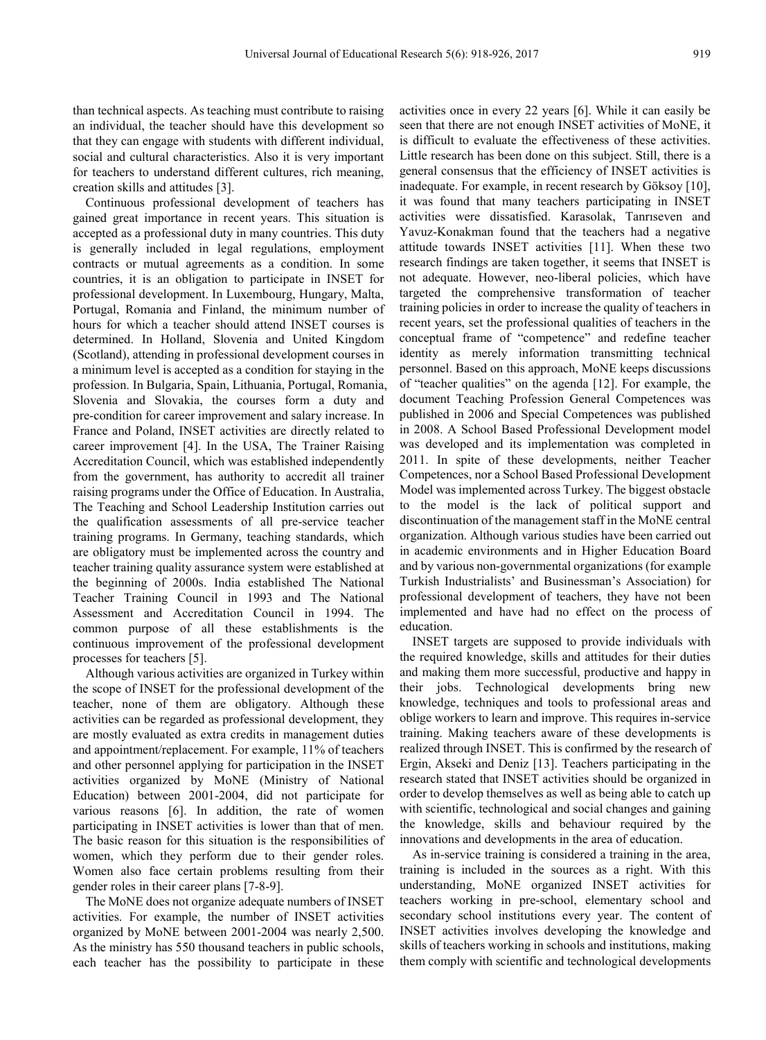than technical aspects. As teaching must contribute to raising an individual, the teacher should have this development so that they can engage with students with different individual, social and cultural characteristics. Also it is very important for teachers to understand different cultures, rich meaning, creation skills and attitudes [3].

Continuous professional development of teachers has gained great importance in recent years. This situation is accepted as a professional duty in many countries. This duty is generally included in legal regulations, employment contracts or mutual agreements as a condition. In some countries, it is an obligation to participate in INSET for professional development. In Luxembourg, Hungary, Malta, Portugal, Romania and Finland, the minimum number of hours for which a teacher should attend INSET courses is determined. In Holland, Slovenia and United Kingdom (Scotland), attending in professional development courses in a minimum level is accepted as a condition for staying in the profession. In Bulgaria, Spain, Lithuania, Portugal, Romania, Slovenia and Slovakia, the courses form a duty and pre-condition for career improvement and salary increase. In France and Poland, INSET activities are directly related to career improvement [4]. In the USA, The Trainer Raising Accreditation Council, which was established independently from the government, has authority to accredit all trainer raising programs under the Office of Education. In Australia, The Teaching and School Leadership Institution carries out the qualification assessments of all pre-service teacher training programs. In Germany, teaching standards, which are obligatory must be implemented across the country and teacher training quality assurance system were established at the beginning of 2000s. India established The National Teacher Training Council in 1993 and The National Assessment and Accreditation Council in 1994. The common purpose of all these establishments is the continuous improvement of the professional development processes for teachers [5].

Although various activities are organized in Turkey within the scope of INSET for the professional development of the teacher, none of them are obligatory. Although these activities can be regarded as professional development, they are mostly evaluated as extra credits in management duties and appointment/replacement. For example, 11% of teachers and other personnel applying for participation in the INSET activities organized by MoNE (Ministry of National Education) between 2001-2004, did not participate for various reasons [6]. In addition, the rate of women participating in INSET activities is lower than that of men. The basic reason for this situation is the responsibilities of women, which they perform due to their gender roles. Women also face certain problems resulting from their gender roles in their career plans [7-8-9].

The MoNE does not organize adequate numbers of INSET activities. For example, the number of INSET activities organized by MoNE between 2001-2004 was nearly 2,500. As the ministry has 550 thousand teachers in public schools, each teacher has the possibility to participate in these activities once in every 22 years [6]. While it can easily be seen that there are not enough INSET activities of MoNE, it is difficult to evaluate the effectiveness of these activities. Little research has been done on this subject. Still, there is a general consensus that the efficiency of INSET activities is inadequate. For example, in recent research by Göksoy [10], it was found that many teachers participating in INSET activities were dissatisfied. Karasolak, Tanrıseven and Yavuz-Konakman found that the teachers had a negative attitude towards INSET activities [11]. When these two research findings are taken together, it seems that INSET is not adequate. However, neo-liberal policies, which have targeted the comprehensive transformation of teacher training policies in order to increase the quality of teachers in recent years, set the professional qualities of teachers in the conceptual frame of "competence" and redefine teacher identity as merely information transmitting technical personnel. Based on this approach, MoNE keeps discussions of "teacher qualities" on the agenda [12]. For example, the document Teaching Profession General Competences was published in 2006 and Special Competences was published in 2008. A School Based Professional Development model was developed and its implementation was completed in 2011. In spite of these developments, neither Teacher Competences, nor a School Based Professional Development Model was implemented across Turkey. The biggest obstacle to the model is the lack of political support and discontinuation of the management staff in the MoNE central organization. Although various studies have been carried out in academic environments and in Higher Education Board and by various non-governmental organizations (for example Turkish Industrialists' and Businessman's Association) for professional development of teachers, they have not been implemented and have had no effect on the process of education.

INSET targets are supposed to provide individuals with the required knowledge, skills and attitudes for their duties and making them more successful, productive and happy in their jobs. Technological developments bring new knowledge, techniques and tools to professional areas and oblige workers to learn and improve. This requires in-service training. Making teachers aware of these developments is realized through INSET. This is confirmed by the research of Ergin, Akseki and Deniz [13]. Teachers participating in the research stated that INSET activities should be organized in order to develop themselves as well as being able to catch up with scientific, technological and social changes and gaining the knowledge, skills and behaviour required by the innovations and developments in the area of education.

As in-service training is considered a training in the area, training is included in the sources as a right. With this understanding, MoNE organized INSET activities for teachers working in pre-school, elementary school and secondary school institutions every year. The content of INSET activities involves developing the knowledge and skills of teachers working in schools and institutions, making them comply with scientific and technological developments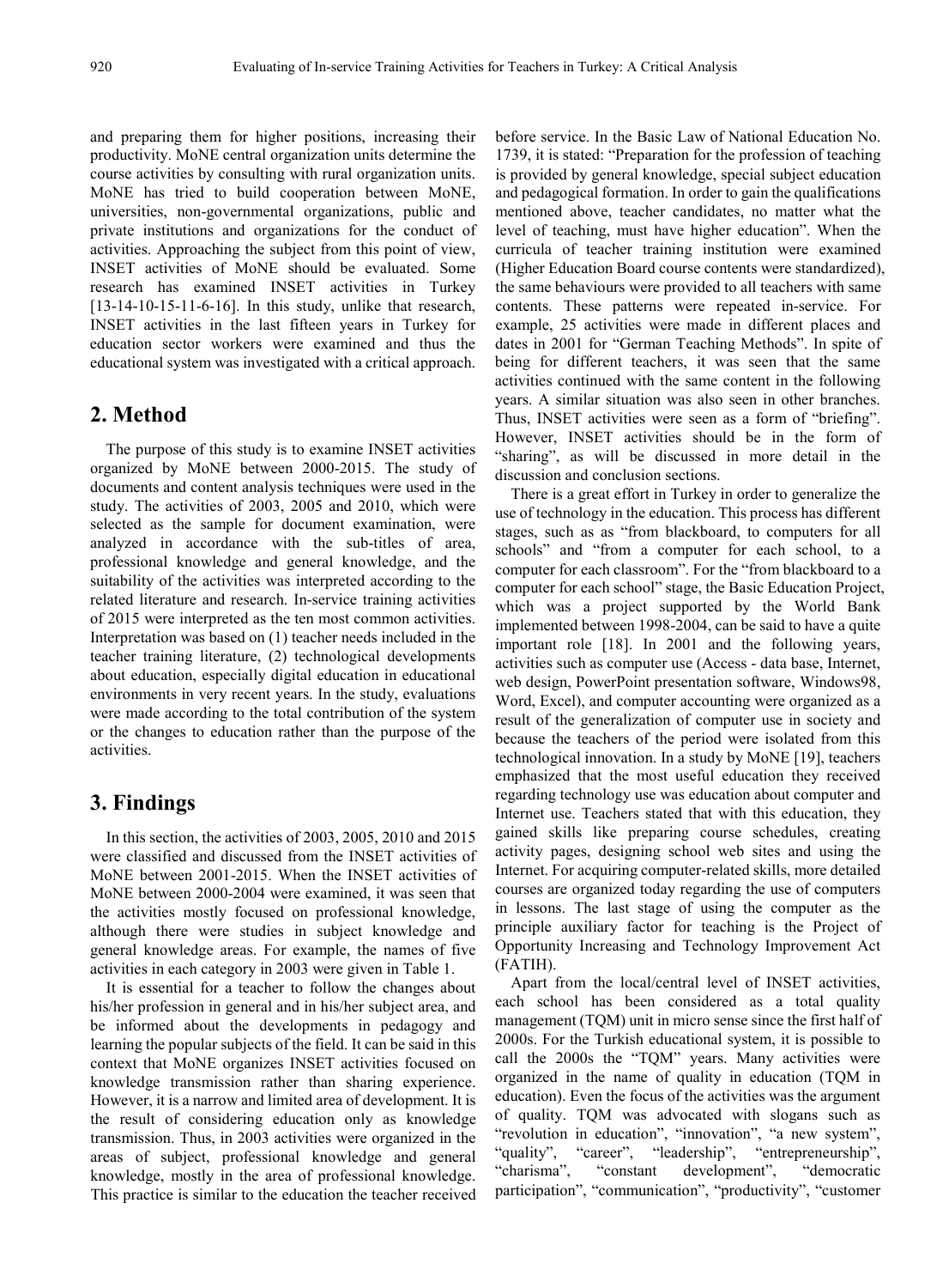and preparing them for higher positions, increasing their productivity. MoNE central organization units determine the course activities by consulting with rural organization units. MoNE has tried to build cooperation between MoNE, universities, non-governmental organizations, public and private institutions and organizations for the conduct of activities. Approaching the subject from this point of view, INSET activities of MoNE should be evaluated. Some research has examined INSET activities in Turkey [13-14-10-15-11-6-16]. In this study, unlike that research, INSET activities in the last fifteen years in Turkey for education sector workers were examined and thus the educational system was investigated with a critical approach.

## 2. Method

The purpose of this study is to examine INSET activities organized by MoNE between 2000-2015. The study of documents and content analysis techniques were used in the study. The activities of 2003, 2005 and 2010, which were selected as the sample for document examination, were analyzed in accordance with the sub-titles of area, professional knowledge and general knowledge, and the suitability of the activities was interpreted according to the related literature and research. In-service training activities of 2015 were interpreted as the ten most common activities. Interpretation was based on (1) teacher needs included in the teacher training literature, (2) technological developments about education, especially digital education in educational environments in very recent years. In the study, evaluations were made according to the total contribution of the system or the changes to education rather than the purpose of the activities.

## 3. Findings

In this section, the activities of 2003, 2005, 2010 and 2015 were classified and discussed from the INSET activities of MoNE between 2001-2015. When the INSET activities of MoNE between 2000-2004 were examined, it was seen that the activities mostly focused on professional knowledge, although there were studies in subject knowledge and general knowledge areas. For example, the names of five activities in each category in 2003 were given in Table 1.

It is essential for a teacher to follow the changes about his/her profession in general and in his/her subject area, and be informed about the developments in pedagogy and learning the popular subjects of the field. It can be said in this context that MoNE organizes INSET activities focused on knowledge transmission rather than sharing experience. However, it is a narrow and limited area of development. It is the result of considering education only as knowledge transmission. Thus, in 2003 activities were organized in the areas of subject, professional knowledge and general knowledge, mostly in the area of professional knowledge. This practice is similar to the education the teacher received before service. In the Basic Law of National Education No. 1739, it is stated: "Preparation for the profession of teaching is provided by general knowledge, special subject education and pedagogical formation. In order to gain the qualifications mentioned above, teacher candidates, no matter what the level of teaching, must have higher education". When the curricula of teacher training institution were examined (Higher Education Board course contents were standardized), the same behaviours were provided to all teachers with same contents. These patterns were repeated in-service. For example, 25 activities were made in different places and dates in 2001 for "German Teaching Methods". In spite of being for different teachers, it was seen that the same activities continued with the same content in the following years. A similar situation was also seen in other branches. Thus, INSET activities were seen as a form of "briefing". However, INSET activities should be in the form of "sharing", as will be discussed in more detail in the discussion and conclusion sections.

There is a great effort in Turkey in order to generalize the use of technology in the education. This process has different stages, such as as "from blackboard, to computers for all schools" and "from a computer for each school, to a computer for each classroom". For the "from blackboard to a computer for each school" stage, the Basic Education Project, which was a project supported by the World Bank implemented between 1998-2004, can be said to have a quite important role [18]. In 2001 and the following years, activities such as computer use (Access - data base, Internet, web design, PowerPoint presentation software, Windows98, Word, Excel), and computer accounting were organized as a result of the generalization of computer use in society and because the teachers of the period were isolated from this technological innovation. In a study by MoNE [19], teachers emphasized that the most useful education they received regarding technology use was education about computer and Internet use. Teachers stated that with this education, they gained skills like preparing course schedules, creating activity pages, designing school web sites and using the Internet. For acquiring computer-related skills, more detailed courses are organized today regarding the use of computers in lessons. The last stage of using the computer as the principle auxiliary factor for teaching is the Project of Opportunity Increasing and Technology Improvement Act (FATIH).

Apart from the local/central level of INSET activities, each school has been considered as a total quality management (TQM) unit in micro sense since the first half of 2000s. For the Turkish educational system, it is possible to call the 2000s the "TQM" years. Many activities were organized in the name of quality in education (TQM in education). Even the focus of the activities was the argument of quality. TQM was advocated with slogans such as "revolution in education", "innovation", "a new system", "quality", "career", "leadership", "entrepreneurship", "charisma", "constant development", "democratic participation", "communication", "productivity", "customer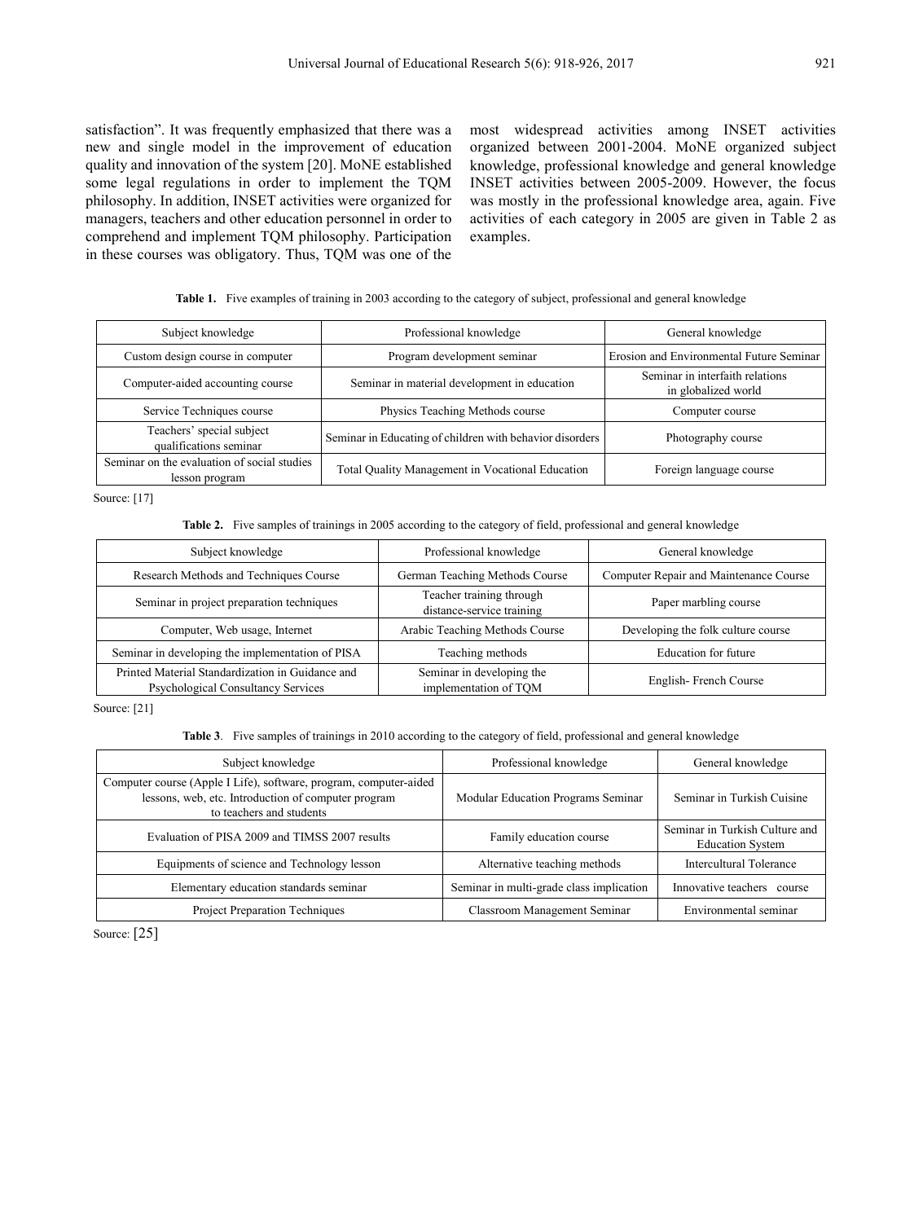satisfaction". It was frequently emphasized that there was a new and single model in the improvement of education quality and innovation of the system [20]. MoNE established some legal regulations in order to implement the TQM philosophy. In addition, INSET activities were organized for managers, teachers and other education personnel in order to comprehend and implement TQM philosophy. Participation in these courses was obligatory. Thus, TQM was one of the most widespread activities among INSET activities organized between 2001-2004. MoNE organized subject knowledge, professional knowledge and general knowledge INSET activities between 2005-2009. However, the focus was mostly in the professional knowledge area, again. Five activities of each category in 2005 are given in Table 2 as examples.

**Table 1.** Five examples of training in 2003 according to the category of subject, professional and general knowledge

| Subject knowledge | Professional knowledge | General knowledge |
| --- | --- | --- |
| Custom design course in computer | Program development seminar | Erosion and Environmental Future Seminar |
| Computer-aided accounting course | Seminar in material development in education | Seminar in interfaith relations in globalized world |
| Service Techniques course | Physics Teaching Methods course | Computer course |
| Teachers' special subject qualifications seminar | Seminar in Educating of children with behavior disorders | Photography course |
| Seminar on the evaluation of social studies lesson program | Total Quality Management in Vocational Education | Foreign language course |

Source: [17]

**Table 2.** Five samples of trainings in 2005 according to the category of field, professional and general knowledge

| Subject knowledge | Professional knowledge | General knowledge |
| --- | --- | --- |
| Research Methods and Techniques Course | German Teaching Methods Course | Computer Repair and Maintenance Course |
| Seminar in project preparation techniques | Teacher training through distance-service training | Paper marbling course |
| Computer, Web usage, Internet | Arabic Teaching Methods Course | Developing the folk culture course |
| Seminar in developing the implementation of PISA | Teaching methods | Education for future |
| Printed Material Standardization in Guidance and Psychological Consultancy Services | Seminar in developing the implementation of TQM | English- French Course |

Source: [21]

**Table 3**. Five samples of trainings in 2010 according to the category of field, professional and general knowledge

| Subject knowledge | Professional knowledge | General knowledge |
| --- | --- | --- |
| Computer course (Apple I Life), software, program, computer-aided lessons, web, etc. Introduction of computer program to teachers and students | Modular Education Programs Seminar | Seminar in Turkish Cuisine |
| Evaluation of PISA 2009 and TIMSS 2007 results | Family education course | Seminar in Turkish Culture and Education System |
| Equipments of science and Technology lesson | Alternative teaching methods | Intercultural Tolerance |
| Elementary education standards seminar | Seminar in multi-grade class implication | Innovative teachers course |
| Project Preparation Techniques | Classroom Management Seminar | Environmental seminar |

Source: [25]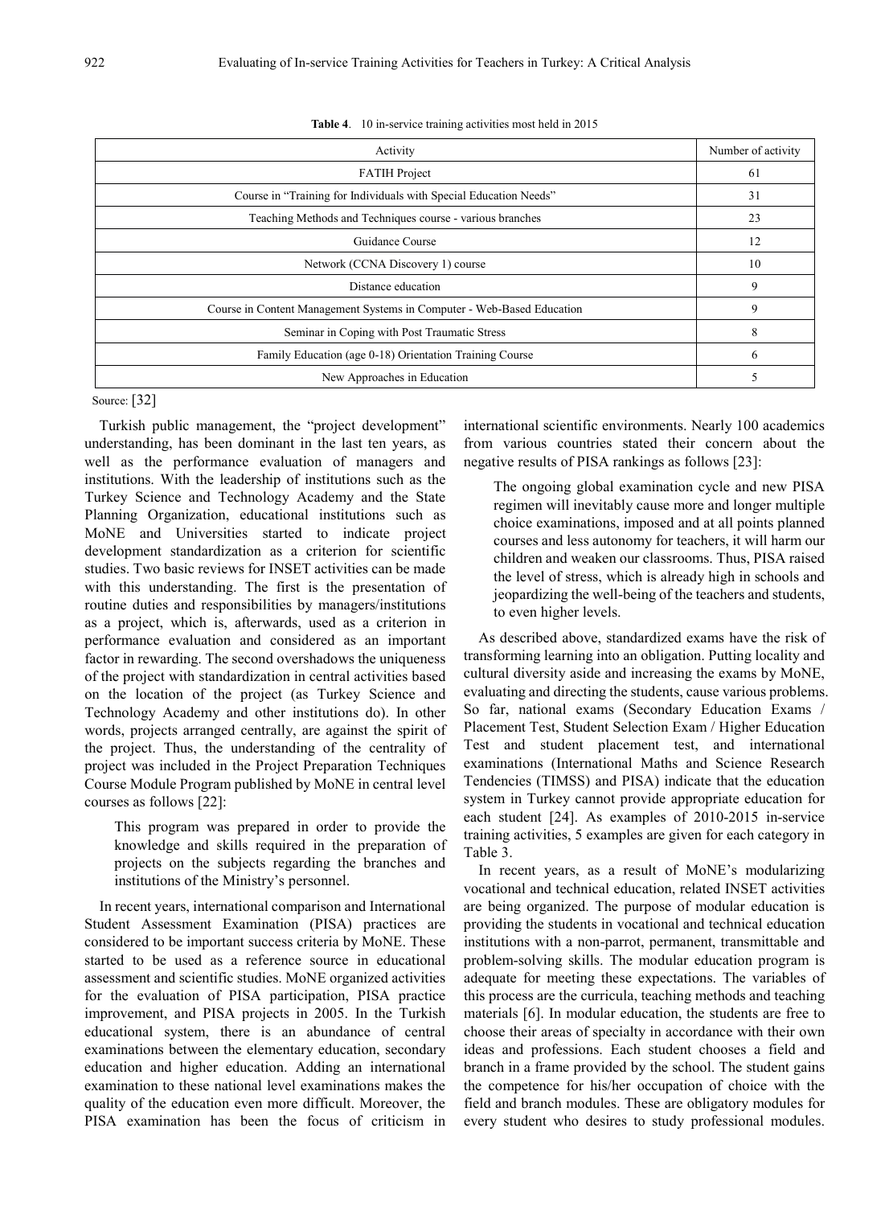**Table 4**. 10 in-service training activities most held in 2015

| Activity | Number of activity |
|---|---|
| FATIH Project | 61 |
| Course in "Training for Individuals with Special Education Needs" | 31 |
| Teaching Methods and Techniques course - various branches | 23 |
| Guidance Course | 12 |
| Network (CCNA Discovery 1) course | 10 |
| Distance education | 9 |
| Course in Content Management Systems in Computer - Web-Based Education | 9 |
| Seminar in Coping with Post Traumatic Stress | 8 |
| Family Education (age 0-18) Orientation Training Course | 6 |
| New Approaches in Education | 5 |

Source: [32]

Turkish public management, the "project development" understanding, has been dominant in the last ten years, as well as the performance evaluation of managers and institutions. With the leadership of institutions such as the Turkey Science and Technology Academy and the State Planning Organization, educational institutions such as MoNE and Universities started to indicate project development standardization as a criterion for scientific studies. Two basic reviews for INSET activities can be made with this understanding. The first is the presentation of routine duties and responsibilities by managers/institutions as a project, which is, afterwards, used as a criterion in performance evaluation and considered as an important factor in rewarding. The second overshadows the uniqueness of the project with standardization in central activities based on the location of the project (as Turkey Science and Technology Academy and other institutions do). In other words, projects arranged centrally, are against the spirit of the project. Thus, the understanding of the centrality of project was included in the Project Preparation Techniques Course Module Program published by MoNE in central level courses as follows [22]:

> This program was prepared in order to provide the knowledge and skills required in the preparation of projects on the subjects regarding the branches and institutions of the Ministry's personnel.

In recent years, international comparison and International Student Assessment Examination (PISA) practices are considered to be important success criteria by MoNE. These started to be used as a reference source in educational assessment and scientific studies. MoNE organized activities for the evaluation of PISA participation, PISA practice improvement, and PISA projects in 2005. In the Turkish educational system, there is an abundance of central examinations between the elementary education, secondary education and higher education. Adding an international examination to these national level examinations makes the quality of the education even more difficult. Moreover, the PISA examination has been the focus of criticism in international scientific environments. Nearly 100 academics from various countries stated their concern about the negative results of PISA rankings as follows [23]:

> The ongoing global examination cycle and new PISA regimen will inevitably cause more and longer multiple choice examinations, imposed and at all points planned courses and less autonomy for teachers, it will harm our children and weaken our classrooms. Thus, PISA raised the level of stress, which is already high in schools and jeopardizing the well-being of the teachers and students, to even higher levels.

As described above, standardized exams have the risk of transforming learning into an obligation. Putting locality and cultural diversity aside and increasing the exams by MoNE, evaluating and directing the students, cause various problems. So far, national exams (Secondary Education Exams / Placement Test, Student Selection Exam / Higher Education Test and student placement test, and international examinations (International Maths and Science Research Tendencies (TIMSS) and PISA) indicate that the education system in Turkey cannot provide appropriate education for each student [24]. As examples of 2010-2015 in-service training activities, 5 examples are given for each category in Table 3.

In recent years, as a result of MoNE's modularizing vocational and technical education, related INSET activities are being organized. The purpose of modular education is providing the students in vocational and technical education institutions with a non-parrot, permanent, transmittable and problem-solving skills. The modular education program is adequate for meeting these expectations. The variables of this process are the curricula, teaching methods and teaching materials [6]. In modular education, the students are free to choose their areas of specialty in accordance with their own ideas and professions. Each student chooses a field and branch in a frame provided by the school. The student gains the competence for his/her occupation of choice with the field and branch modules. These are obligatory modules for every student who desires to study professional modules.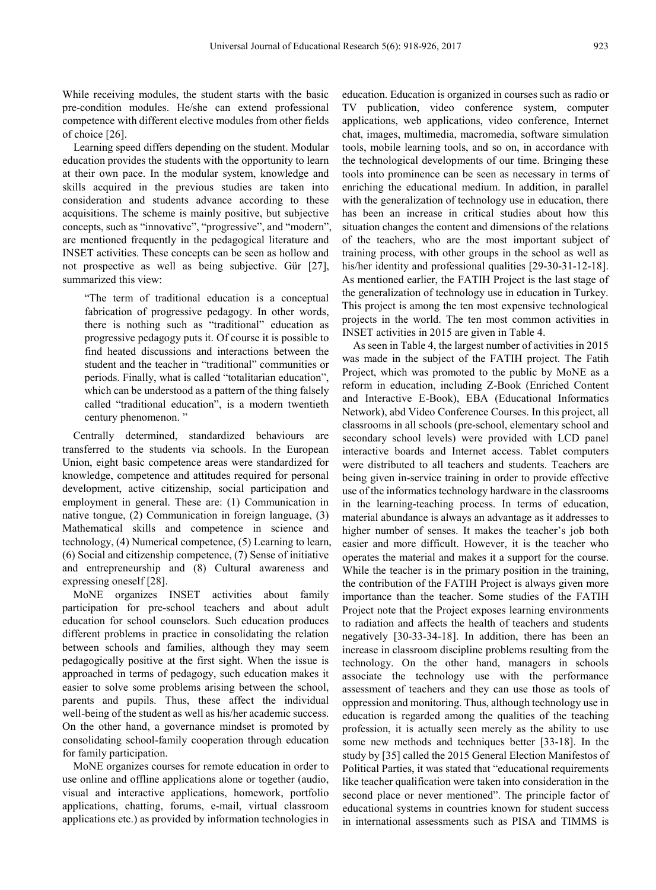While receiving modules, the student starts with the basic pre-condition modules. He/she can extend professional competence with different elective modules from other fields of choice [26].

Learning speed differs depending on the student. Modular education provides the students with the opportunity to learn at their own pace. In the modular system, knowledge and skills acquired in the previous studies are taken into consideration and students advance according to these acquisitions. The scheme is mainly positive, but subjective concepts, such as "innovative", "progressive", and "modern", are mentioned frequently in the pedagogical literature and INSET activities. These concepts can be seen as hollow and not prospective as well as being subjective. Gür [27], summarized this view:

> "The term of traditional education is a conceptual fabrication of progressive pedagogy. In other words, there is nothing such as "traditional" education as progressive pedagogy puts it. Of course it is possible to find heated discussions and interactions between the student and the teacher in "traditional" communities or periods. Finally, what is called "totalitarian education", which can be understood as a pattern of the thing falsely called "traditional education", is a modern twentieth century phenomenon. "

Centrally determined, standardized behaviours are transferred to the students via schools. In the European Union, eight basic competence areas were standardized for knowledge, competence and attitudes required for personal development, active citizenship, social participation and employment in general. These are: (1) Communication in native tongue, (2) Communication in foreign language, (3) Mathematical skills and competence in science and technology, (4) Numerical competence, (5) Learning to learn, (6) Social and citizenship competence, (7) Sense of initiative and entrepreneurship and (8) Cultural awareness and expressing oneself [28].

MoNE organizes INSET activities about family participation for pre-school teachers and about adult education for school counselors. Such education produces different problems in practice in consolidating the relation between schools and families, although they may seem pedagogically positive at the first sight. When the issue is approached in terms of pedagogy, such education makes it easier to solve some problems arising between the school, parents and pupils. Thus, these affect the individual well-being of the student as well as his/her academic success. On the other hand, a governance mindset is promoted by consolidating school-family cooperation through education for family participation.

MoNE organizes courses for remote education in order to use online and offline applications alone or together (audio, visual and interactive applications, homework, portfolio applications, chatting, forums, e-mail, virtual classroom applications etc.) as provided by information technologies in education. Education is organized in courses such as radio or TV publication, video conference system, computer applications, web applications, video conference, Internet chat, images, multimedia, macromedia, software simulation tools, mobile learning tools, and so on, in accordance with the technological developments of our time. Bringing these tools into prominence can be seen as necessary in terms of enriching the educational medium. In addition, in parallel with the generalization of technology use in education, there has been an increase in critical studies about how this situation changes the content and dimensions of the relations of the teachers, who are the most important subject of training process, with other groups in the school as well as his/her identity and professional qualities [29-30-31-12-18]. As mentioned earlier, the FATIH Project is the last stage of the generalization of technology use in education in Turkey. This project is among the ten most expensive technological projects in the world. The ten most common activities in INSET activities in 2015 are given in Table 4.

As seen in Table 4, the largest number of activities in 2015 was made in the subject of the FATIH project. The Fatih Project, which was promoted to the public by MoNE as a reform in education, including Z-Book (Enriched Content and Interactive E-Book), EBA (Educational Informatics Network), abd Video Conference Courses. In this project, all classrooms in all schools (pre-school, elementary school and secondary school levels) were provided with LCD panel interactive boards and Internet access. Tablet computers were distributed to all teachers and students. Teachers are being given in-service training in order to provide effective use of the informatics technology hardware in the classrooms in the learning-teaching process. In terms of education, material abundance is always an advantage as it addresses to higher number of senses. It makes the teacher's job both easier and more difficult. However, it is the teacher who operates the material and makes it a support for the course. While the teacher is in the primary position in the training, the contribution of the FATIH Project is always given more importance than the teacher. Some studies of the FATIH Project note that the Project exposes learning environments to radiation and affects the health of teachers and students negatively [30-33-34-18]. In addition, there has been an increase in classroom discipline problems resulting from the technology. On the other hand, managers in schools associate the technology use with the performance assessment of teachers and they can use those as tools of oppression and monitoring. Thus, although technology use in education is regarded among the qualities of the teaching profession, it is actually seen merely as the ability to use some new methods and techniques better [33-18]. In the study by [35] called the 2015 General Election Manifestos of Political Parties, it was stated that "educational requirements like teacher qualification were taken into consideration in the second place or never mentioned". The principle factor of educational systems in countries known for student success in international assessments such as PISA and TIMMS is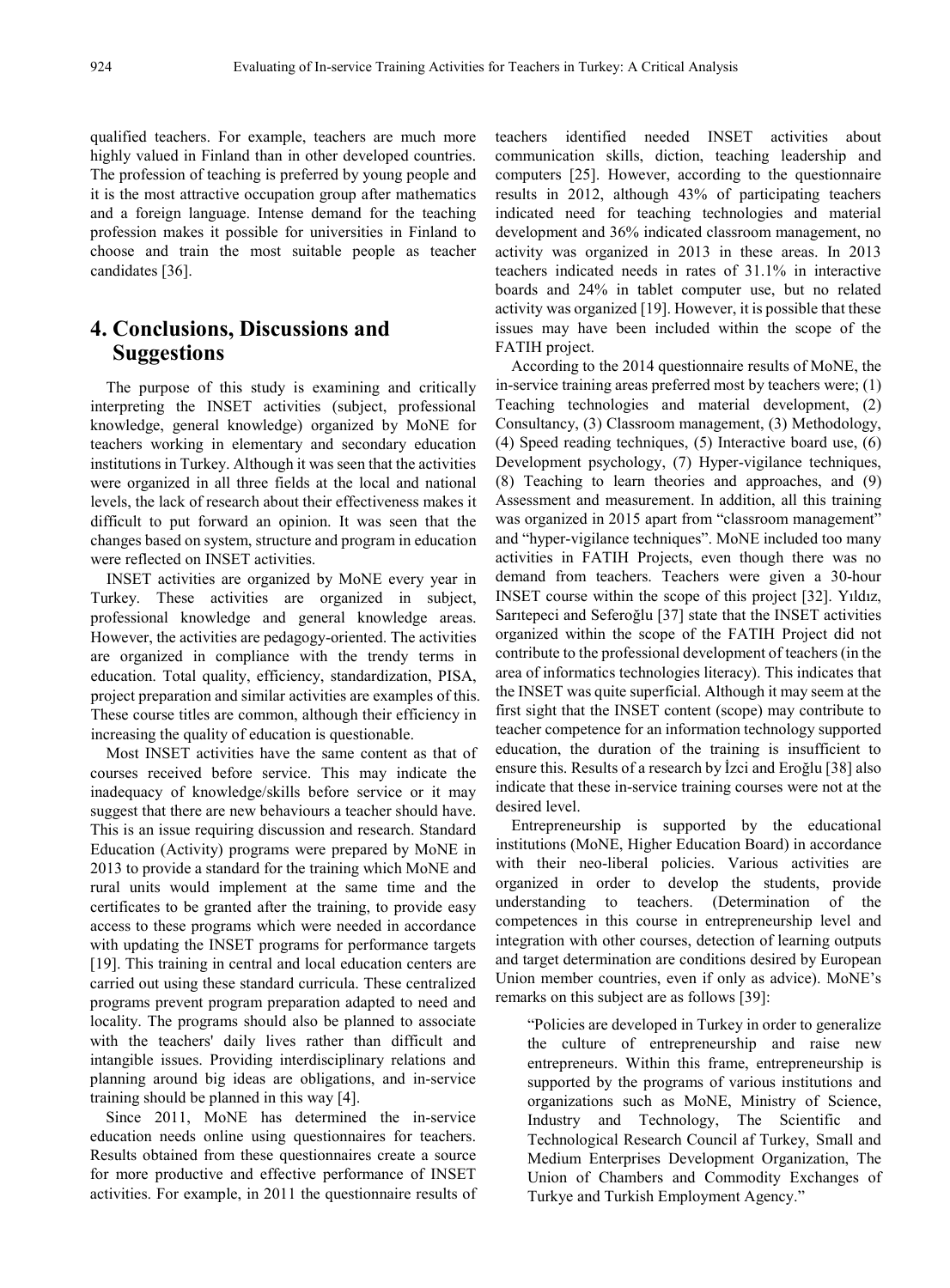qualified teachers. For example, teachers are much more highly valued in Finland than in other developed countries. The profession of teaching is preferred by young people and it is the most attractive occupation group after mathematics and a foreign language. Intense demand for the teaching profession makes it possible for universities in Finland to choose and train the most suitable people as teacher candidates [36].

## 4. Conclusions, Discussions and Suggestions

The purpose of this study is examining and critically interpreting the INSET activities (subject, professional knowledge, general knowledge) organized by MoNE for teachers working in elementary and secondary education institutions in Turkey. Although it was seen that the activities were organized in all three fields at the local and national levels, the lack of research about their effectiveness makes it difficult to put forward an opinion. It was seen that the changes based on system, structure and program in education were reflected on INSET activities.

INSET activities are organized by MoNE every year in Turkey. These activities are organized in subject, professional knowledge and general knowledge areas. However, the activities are pedagogy-oriented. The activities are organized in compliance with the trendy terms in education. Total quality, efficiency, standardization, PISA, project preparation and similar activities are examples of this. These course titles are common, although their efficiency in increasing the quality of education is questionable.

Most INSET activities have the same content as that of courses received before service. This may indicate the inadequacy of knowledge/skills before service or it may suggest that there are new behaviours a teacher should have. This is an issue requiring discussion and research. Standard Education (Activity) programs were prepared by MoNE in 2013 to provide a standard for the training which MoNE and rural units would implement at the same time and the certificates to be granted after the training, to provide easy access to these programs which were needed in accordance with updating the INSET programs for performance targets [19]. This training in central and local education centers are carried out using these standard curricula. These centralized programs prevent program preparation adapted to need and locality. The programs should also be planned to associate with the teachers' daily lives rather than difficult and intangible issues. Providing interdisciplinary relations and planning around big ideas are obligations, and in-service training should be planned in this way [4].

Since 2011, MoNE has determined the in-service education needs online using questionnaires for teachers. Results obtained from these questionnaires create a source for more productive and effective performance of INSET activities. For example, in 2011 the questionnaire results of teachers identified needed INSET activities about communication skills, diction, teaching leadership and computers [25]. However, according to the questionnaire results in 2012, although 43% of participating teachers indicated need for teaching technologies and material development and 36% indicated classroom management, no activity was organized in 2013 in these areas. In 2013 teachers indicated needs in rates of 31.1% in interactive boards and 24% in tablet computer use, but no related activity was organized [19]. However, it is possible that these issues may have been included within the scope of the FATIH project.

According to the 2014 questionnaire results of MoNE, the in-service training areas preferred most by teachers were; (1) Teaching technologies and material development, (2) Consultancy, (3) Classroom management, (3) Methodology, (4) Speed reading techniques, (5) Interactive board use, (6) Development psychology, (7) Hyper-vigilance techniques, (8) Teaching to learn theories and approaches, and (9) Assessment and measurement. In addition, all this training was organized in 2015 apart from "classroom management" and "hyper-vigilance techniques". MoNE included too many activities in FATIH Projects, even though there was no demand from teachers. Teachers were given a 30-hour INSET course within the scope of this project [32]. Yıldız, Sarıtepeci and Seferoğlu [37] state that the INSET activities organized within the scope of the FATIH Project did not contribute to the professional development of teachers (in the area of informatics technologies literacy). This indicates that the INSET was quite superficial. Although it may seem at the first sight that the INSET content (scope) may contribute to teacher competence for an information technology supported education, the duration of the training is insufficient to ensure this. Results of a research by İzci and Eroğlu [38] also indicate that these in-service training courses were not at the desired level.

Entrepreneurship is supported by the educational institutions (MoNE, Higher Education Board) in accordance with their neo-liberal policies. Various activities are organized in order to develop the students, provide understanding to teachers. (Determination of the competences in this course in entrepreneurship level and integration with other courses, detection of learning outputs and target determination are conditions desired by European Union member countries, even if only as advice). MoNE's remarks on this subject are as follows [39]:

> "Policies are developed in Turkey in order to generalize the culture of entrepreneurship and raise new entrepreneurs. Within this frame, entrepreneurship is supported by the programs of various institutions and organizations such as MoNE, Ministry of Science, Industry and Technology, The Scientific and Technological Research Council af Turkey, Small and Medium Enterprises Development Organization, The Union of Chambers and Commodity Exchanges of Turkye and Turkish Employment Agency."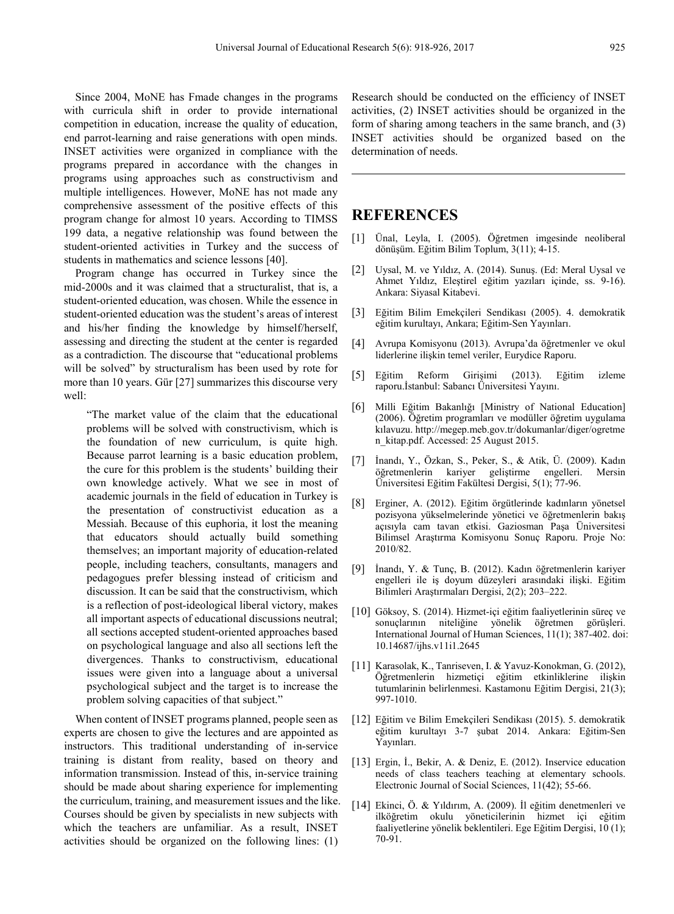Since 2004, MoNE has Fmade changes in the programs with curricula shift in order to provide international competition in education, increase the quality of education, end parrot-learning and raise generations with open minds. INSET activities were organized in compliance with the programs prepared in accordance with the changes in programs using approaches such as constructivism and multiple intelligences. However, MoNE has not made any comprehensive assessment of the positive effects of this program change for almost 10 years. According to TIMSS 199 data, a negative relationship was found between the student-oriented activities in Turkey and the success of students in mathematics and science lessons [40].

Program change has occurred in Turkey since the mid-2000s and it was claimed that a structuralist, that is, a student-oriented education, was chosen. While the essence in student-oriented education was the student's areas of interest and his/her finding the knowledge by himself/herself, assessing and directing the student at the center is regarded as a contradiction. The discourse that "educational problems will be solved" by structuralism has been used by rote for more than 10 years. Gür [27] summarizes this discourse very well:

> "The market value of the claim that the educational problems will be solved with constructivism, which is the foundation of new curriculum, is quite high. Because parrot learning is a basic education problem, the cure for this problem is the students' building their own knowledge actively. What we see in most of academic journals in the field of education in Turkey is the presentation of constructivist education as a Messiah. Because of this euphoria, it lost the meaning that educators should actually build something themselves; an important majority of education-related people, including teachers, consultants, managers and pedagogues prefer blessing instead of criticism and discussion. It can be said that the constructivism, which is a reflection of post-ideological liberal victory, makes all important aspects of educational discussions neutral; all sections accepted student-oriented approaches based on psychological language and also all sections left the divergences. Thanks to constructivism, educational issues were given into a language about a universal psychological subject and the target is to increase the problem solving capacities of that subject."

When content of INSET programs planned, people seen as experts are chosen to give the lectures and are appointed as instructors. This traditional understanding of in-service training is distant from reality, based on theory and information transmission. Instead of this, in-service training should be made about sharing experience for implementing the curriculum, training, and measurement issues and the like. Courses should be given by specialists in new subjects with which the teachers are unfamiliar. As a result, INSET activities should be organized on the following lines: (1) Research should be conducted on the efficiency of INSET activities, (2) INSET activities should be organized in the form of sharing among teachers in the same branch, and (3) INSET activities should be organized based on the determination of needs.

## REFERENCES

[1] Ünal, Leyla, I. (2005). Öğretmen imgesinde neoliberal dönüşüm. Eğitim Bilim Toplum, 3(11); 4-15.

[2] Uysal, M. ve Yıldız, A. (2014). Sunuş. (Ed: Meral Uysal ve Ahmet Yıldız, Eleştirel eğitim yazıları içinde, ss. 9-16). Ankara: Siyasal Kitabevi.

[3] Eğitim Bilim Emekçileri Sendikası (2005). 4. demokratik eğitim kurultayı, Ankara; Eğitim-Sen Yayınları.

[4] Avrupa Komisyonu (2013). Avrupa'da öğretmenler ve okul liderlerine ilişkin temel veriler, Eurydice Raporu.

[5] Eğitim Reform Girişimi (2013). Eğitim izleme raporu.İstanbul: Sabancı Üniversitesi Yayını.

[6] Milli Eğitim Bakanlığı [Ministry of National Education] (2006). Öğretim programları ve modüller öğretim uygulama kılavuzu. http://megep.meb.gov.tr/dokumanlar/diger/ogretmen_kitap.pdf. Accessed: 25 August 2015.

[7] İnandı, Y., Özkan, S., Peker, S., & Atik, Ü. (2009). Kadın öğretmenlerin kariyer geliştirme engelleri. Mersin Üniversitesi Eğitim Fakültesi Dergisi, 5(1); 77-96.

[8] Erginer, A. (2012). Eğitim örgütlerinde kadınların yönetsel pozisyona yükselmelerinde yönetici ve öğretmenlerin bakış açısıyla cam tavan etkisi. Gaziosman Paşa Üniversitesi Bilimsel Araştırma Komisyonu Sonuç Raporu. Proje No: 2010/82.

[9] İnandı, Y. & Tunç, B. (2012). Kadın öğretmenlerin kariyer engelleri ile iş doyum düzeyleri arasındaki ilişki. Eğitim Bilimleri Araştırmaları Dergisi, 2(2); 203–222.

[10] Göksoy, S. (2014). Hizmet-içi eğitim faaliyetlerinin süreç ve sonuçlarının niteliğine yönelik öğretmen görüşleri. International Journal of Human Sciences, 11(1); 387-402. doi: 10.14687/ijhs.v11i1.2645

[11] Karasolak, K., Tanriseven, I. & Yavuz-Konokman, G. (2012), Öğretmenlerin hizmetiçi eğitim etkinliklerine ilişkin tutumlarinin belirlenmesi. Kastamonu Eğitim Dergisi, 21(3); 997-1010.

[12] Eğitim ve Bilim Emekçileri Sendikası (2015). 5. demokratik eğitim kurultayı 3-7 şubat 2014. Ankara: Eğitim-Sen Yayınları.

[13] Ergin, İ., Bekir, A. & Deniz, E. (2012). Inservice education needs of class teachers teaching at elementary schools. Electronic Journal of Social Sciences, 11(42); 55-66.

[14] Ekinci, Ö. & Yıldırım, A. (2009). İl eğitim denetmenleri ve ilköğretim okulu yöneticilerinin hizmet içi eğitim faaliyetlerine yönelik beklentileri. Ege Eğitim Dergisi, 10 (1); 70-91.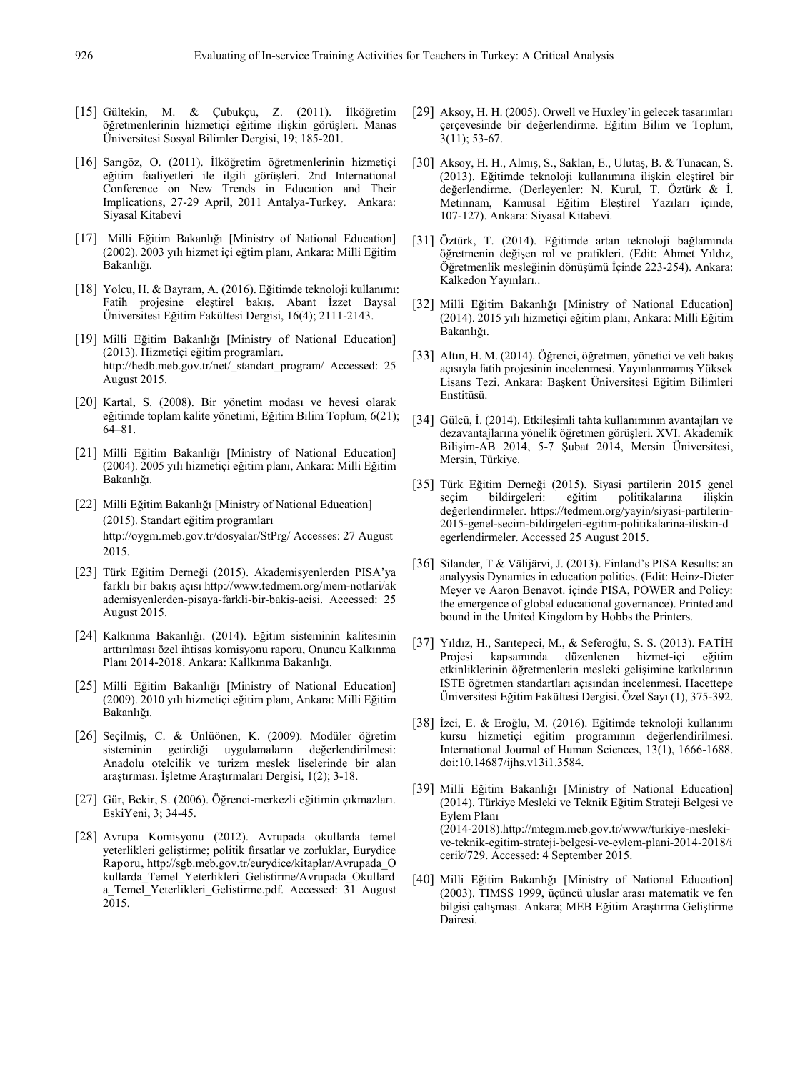[15] Gültekin, M. & Çubukçu, Z. (2011). İlköğretim öğretmenlerinin hizmetiçi eğitime ilişkin görüşleri. Manas Üniversitesi Sosyal Bilimler Dergisi, 19; 185-201.

[16] Sarıgöz, O. (2011). İlköğretim öğretmenlerinin hizmetiçi eğitim faaliyetleri ile ilgili görüşleri. 2nd International Conference on New Trends in Education and Their Implications, 27-29 April, 2011 Antalya-Turkey. Ankara: Siyasal Kitabevi

[17] Milli Eğitim Bakanlığı [Ministry of National Education] (2002). 2003 yılı hizmet içi eğtim planı, Ankara: Milli Eğitim Bakanlığı.

[18] Yolcu, H. & Bayram, A. (2016). Eğitimde teknoloji kullanımı: Fatih projesine eleştirel bakış. Abant İzzet Baysal Üniversitesi Eğitim Fakültesi Dergisi, 16(4); 2111-2143.

[19] Milli Eğitim Bakanlığı [Ministry of National Education] (2013). Hizmetiçi eğitim programları. http://hedb.meb.gov.tr/net/_standart_program/ Accessed: 25 August 2015.

[20] Kartal, S. (2008). Bir yönetim modası ve hevesi olarak eğitimde toplam kalite yönetimi, Eğitim Bilim Toplum, 6(21); 64–81.

[21] Milli Eğitim Bakanlığı [Ministry of National Education] (2004). 2005 yılı hizmetiçi eğitim planı, Ankara: Milli Eğitim Bakanlığı.

[22] Milli Eğitim Bakanlığı [Ministry of National Education] (2015). Standart eğitim programları http://oygm.meb.gov.tr/dosyalar/StPrg/ Accesses: 27 August 2015.

[23] Türk Eğitim Derneği (2015). Akademisyenlerden PISA'ya farklı bir bakış açısı http://www.tedmem.org/mem-notlari/akademisyenlerden-pisaya-farkli-bir-bakis-acisi. Accessed: 25 August 2015.

[24] Kalkınma Bakanlığı. (2014). Eğitim sisteminin kalitesinin arttırılması özel ihtisas komisyonu raporu, Onuncu Kalkınma Planı 2014-2018. Ankara: Kallkınma Bakanlığı.

[25] Milli Eğitim Bakanlığı [Ministry of National Education] (2009). 2010 yılı hizmetiçi eğitim planı, Ankara: Milli Eğitim Bakanlığı.

[26] Seçilmiş, C. & Ünlüönen, K. (2009). Modüler öğretim sisteminin getirdiği uygulamaların değerlendirilmesi: Anadolu otelcilik ve turizm meslek liselerinde bir alan araştırması. İşletme Araştırmaları Dergisi, 1(2); 3-18.

[27] Gür, Bekir, S. (2006). Öğrenci-merkezli eğitimin çıkmazları. EskiYeni, 3; 34-45.

[28] Avrupa Komisyonu (2012). Avrupada okullarda temel yeterlikleri geliştirme; politik fırsatlar ve zorluklar, Eurydice Raporu, http://sgb.meb.gov.tr/eurydice/kitaplar/Avrupada_Okullarda_Temel_Yeterlikleri_Gelistirme/Avrupada_Okullarda_Temel_Yeterlikleri_Gelistirme.pdf. Accessed: 31 August 2015.

[29] Aksoy, H. H. (2005). Orwell ve Huxley'in gelecek tasarımları çerçevesinde bir değerlendirme. Eğitim Bilim ve Toplum, 3(11); 53-67.

[30] Aksoy, H. H., Almış, S., Saklan, E., Ulutaş, B. & Tunacan, S. (2013). Eğitimde teknoloji kullanımına ilişkin eleştirel bir değerlendirme. (Derleyenler: N. Kurul, T. Öztürk & İ. Metinnam, Kamusal Eğitim Eleştirel Yazıları içinde, 107-127). Ankara: Siyasal Kitabevi.

[31] Öztürk, T. (2014). Eğitimde artan teknoloji bağlamında öğretmenin değişen rol ve pratikleri. (Edit: Ahmet Yıldız, Öğretmenlik mesleğinin dönüşümü İçinde 223-254). Ankara: Kalkedon Yayınları..

[32] Milli Eğitim Bakanlığı [Ministry of National Education] (2014). 2015 yılı hizmetiçi eğitim planı, Ankara: Milli Eğitim Bakanlığı.

[33] Altın, H. M. (2014). Öğrenci, öğretmen, yönetici ve veli bakış açısıyla fatih projesinin incelenmesi. Yayınlanmamış Yüksek Lisans Tezi. Ankara: Başkent Üniversitesi Eğitim Bilimleri Enstitüsü.

[34] Gülcü, İ. (2014). Etkileşimli tahta kullanımının avantajları ve dezavantajlarına yönelik öğretmen görüşleri. XVI. Akademik Bilişim-AB 2014, 5-7 Şubat 2014, Mersin Üniversitesi, Mersin, Türkiye.

[35] Türk Eğitim Derneği (2015). Siyasi partilerin 2015 genel seçim bildirgeleri: eğitim politikalarına ilişkin değerlendirmeler. https://tedmem.org/yayin/siyasi-partilerin-2015-genel-secim-bildirgeleri-egitim-politikalarina-iliskin-degerlendirmeler. Accessed 25 August 2015.

[36] Silander, T & Välijärvi, J. (2013). Finland's PISA Results: an analyysis Dynamics in education politics. (Edit: Heinz-Dieter Meyer ve Aaron Benavot. içinde PISA, POWER and Policy: the emergence of global educational governance). Printed and bound in the United Kingdom by Hobbs the Printers.

[37] Yıldız, H., Sarıtepeci, M., & Seferoğlu, S. S. (2013). FATİH Projesi kapsamında düzenlenen hizmet-içi eğitim etkinliklerinin öğretmenlerin mesleki gelişimine katkılarının ISTE öğretmen standartları açısından incelenmesi. Hacettepe Üniversitesi Eğitim Fakültesi Dergisi. Özel Sayı (1), 375-392.

[38] İzci, E. & Eroğlu, M. (2016). Eğitimde teknoloji kullanımı kursu hizmetiçi eğitim programının değerlendirilmesi. International Journal of Human Sciences, 13(1), 1666-1688. doi:10.14687/ijhs.v13i1.3584.

[39] Milli Eğitim Bakanlığı [Ministry of National Education] (2014). Türkiye Mesleki ve Teknik Eğitim Strateji Belgesi ve Eylem Planı (2014-2018).http://mtegm.meb.gov.tr/www/turkiye-mesleki-ve-teknik-egitim-strateji-belgesi-ve-eylem-plani-2014-2018/icerik/729. Accessed: 4 September 2015.

[40] Milli Eğitim Bakanlığı [Ministry of National Education] (2003). TIMSS 1999, üçüncü uluslar arası matematik ve fen bilgisi çalışması. Ankara; MEB Eğitim Araştırma Geliştirme Dairesi.